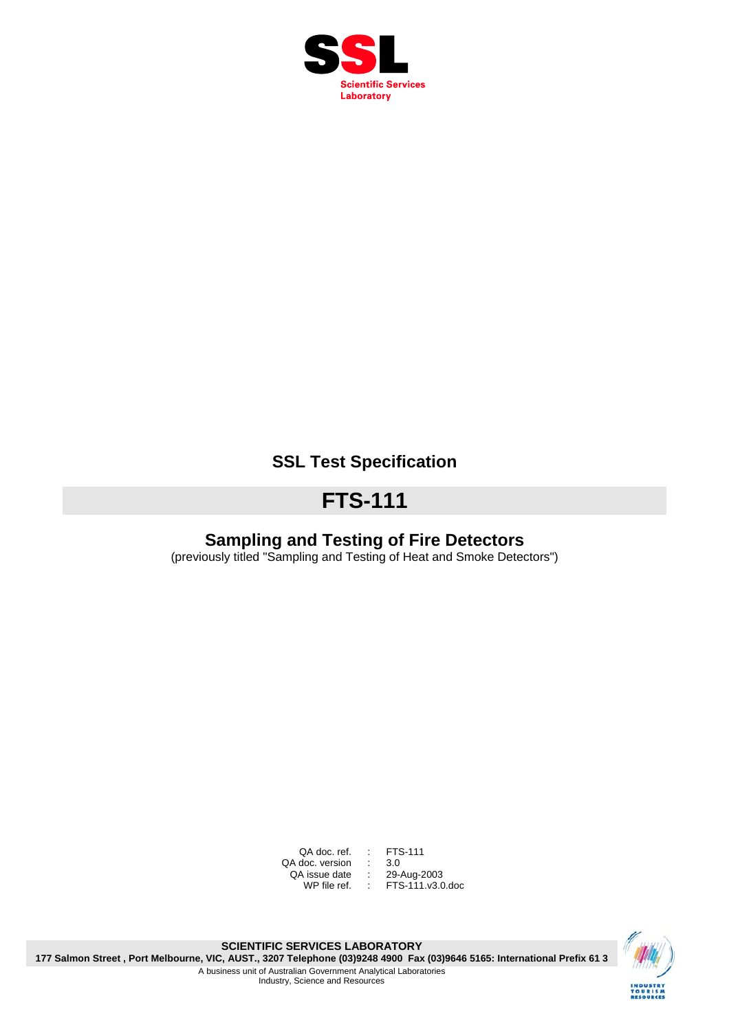SSL

Scientific Services Laboratory

## SSL Test Specification

# FTS-111

## Sampling and Testing of Fire Detectors

(previously titled "Sampling and Testing of Heat and Smoke Detectors")

| | | |
|---|---|---|
| QA doc. ref. | : | FTS-111 |
| QA doc. version | : | 3.0 |
| QA issue date | : | 29-Aug-2003 |
| WP file ref. | : | FTS-111.v3.0.doc |

**SCIENTIFIC SERVICES LABORATORY**

**177 Salmon Street , Port Melbourne, VIC, AUST., 3207 Telephone (03)9248 4900 Fax (03)9646 5165: International Prefix 61 3**

A business unit of Australian Government Analytical Laboratories

Industry, Science and Resources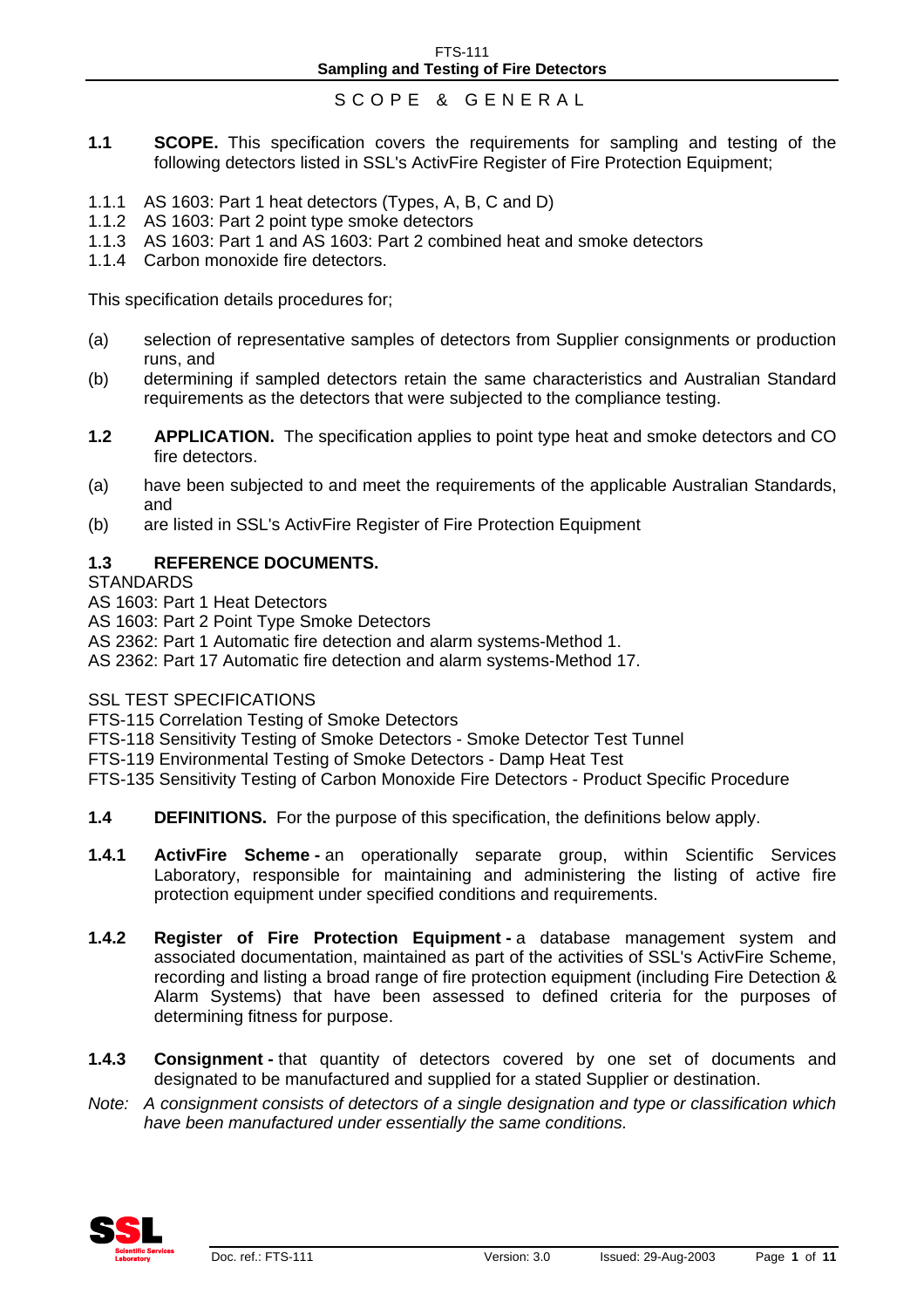# SCOPE & GENERAL

**1.1 SCOPE.** This specification covers the requirements for sampling and testing of the following detectors listed in SSL's ActivFire Register of Fire Protection Equipment;

1.1.1 AS 1603: Part 1 heat detectors (Types, A, B, C and D)
1.1.2 AS 1603: Part 2 point type smoke detectors
1.1.3 AS 1603: Part 1 and AS 1603: Part 2 combined heat and smoke detectors
1.1.4 Carbon monoxide fire detectors.

This specification details procedures for;

(a) selection of representative samples of detectors from Supplier consignments or production runs, and
(b) determining if sampled detectors retain the same characteristics and Australian Standard requirements as the detectors that were subjected to the compliance testing.

**1.2 APPLICATION.** The specification applies to point type heat and smoke detectors and CO fire detectors.

(a) have been subjected to and meet the requirements of the applicable Australian Standards, and
(b) are listed in SSL's ActivFire Register of Fire Protection Equipment

**1.3 REFERENCE DOCUMENTS.**

STANDARDS
AS 1603: Part 1 Heat Detectors
AS 1603: Part 2 Point Type Smoke Detectors
AS 2362: Part 1 Automatic fire detection and alarm systems-Method 1.
AS 2362: Part 17 Automatic fire detection and alarm systems-Method 17.

SSL TEST SPECIFICATIONS
FTS-115 Correlation Testing of Smoke Detectors
FTS-118 Sensitivity Testing of Smoke Detectors - Smoke Detector Test Tunnel
FTS-119 Environmental Testing of Smoke Detectors - Damp Heat Test
FTS-135 Sensitivity Testing of Carbon Monoxide Fire Detectors - Product Specific Procedure

**1.4 DEFINITIONS.** For the purpose of this specification, the definitions below apply.

**1.4.1 ActivFire Scheme -** an operationally separate group, within Scientific Services Laboratory, responsible for maintaining and administering the listing of active fire protection equipment under specified conditions and requirements.

**1.4.2 Register of Fire Protection Equipment -** a database management system and associated documentation, maintained as part of the activities of SSL's ActivFire Scheme, recording and listing a broad range of fire protection equipment (including Fire Detection & Alarm Systems) that have been assessed to defined criteria for the purposes of determining fitness for purpose.

**1.4.3 Consignment -** that quantity of detectors covered by one set of documents and designated to be manufactured and supplied for a stated Supplier or destination.

*Note: A consignment consists of detectors of a single designation and type or classification which have been manufactured under essentially the same conditions.*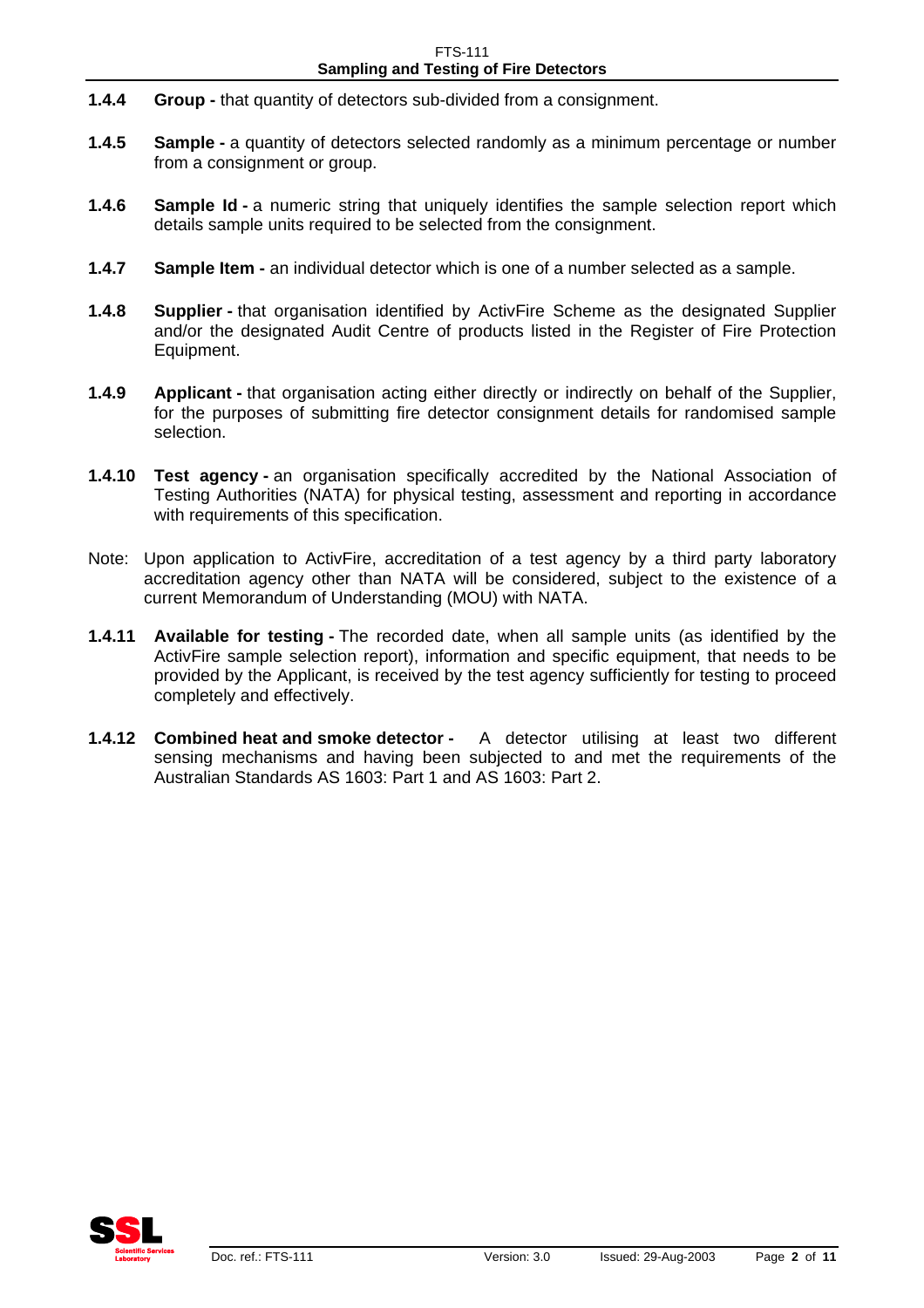**1.4.4** **Group -** that quantity of detectors sub-divided from a consignment.

**1.4.5** **Sample -** a quantity of detectors selected randomly as a minimum percentage or number from a consignment or group.

**1.4.6** **Sample Id -** a numeric string that uniquely identifies the sample selection report which details sample units required to be selected from the consignment.

**1.4.7** **Sample Item -** an individual detector which is one of a number selected as a sample.

**1.4.8** **Supplier -** that organisation identified by ActivFire Scheme as the designated Supplier and/or the designated Audit Centre of products listed in the Register of Fire Protection Equipment.

**1.4.9** **Applicant -** that organisation acting either directly or indirectly on behalf of the Supplier, for the purposes of submitting fire detector consignment details for randomised sample selection.

**1.4.10** **Test agency -** an organisation specifically accredited by the National Association of Testing Authorities (NATA) for physical testing, assessment and reporting in accordance with requirements of this specification.

Note: Upon application to ActivFire, accreditation of a test agency by a third party laboratory accreditation agency other than NATA will be considered, subject to the existence of a current Memorandum of Understanding (MOU) with NATA.

**1.4.11** **Available for testing -** The recorded date, when all sample units (as identified by the ActivFire sample selection report), information and specific equipment, that needs to be provided by the Applicant, is received by the test agency sufficiently for testing to proceed completely and effectively.

**1.4.12** **Combined heat and smoke detector -** A detector utilising at least two different sensing mechanisms and having been subjected to and met the requirements of the Australian Standards AS 1603: Part 1 and AS 1603: Part 2.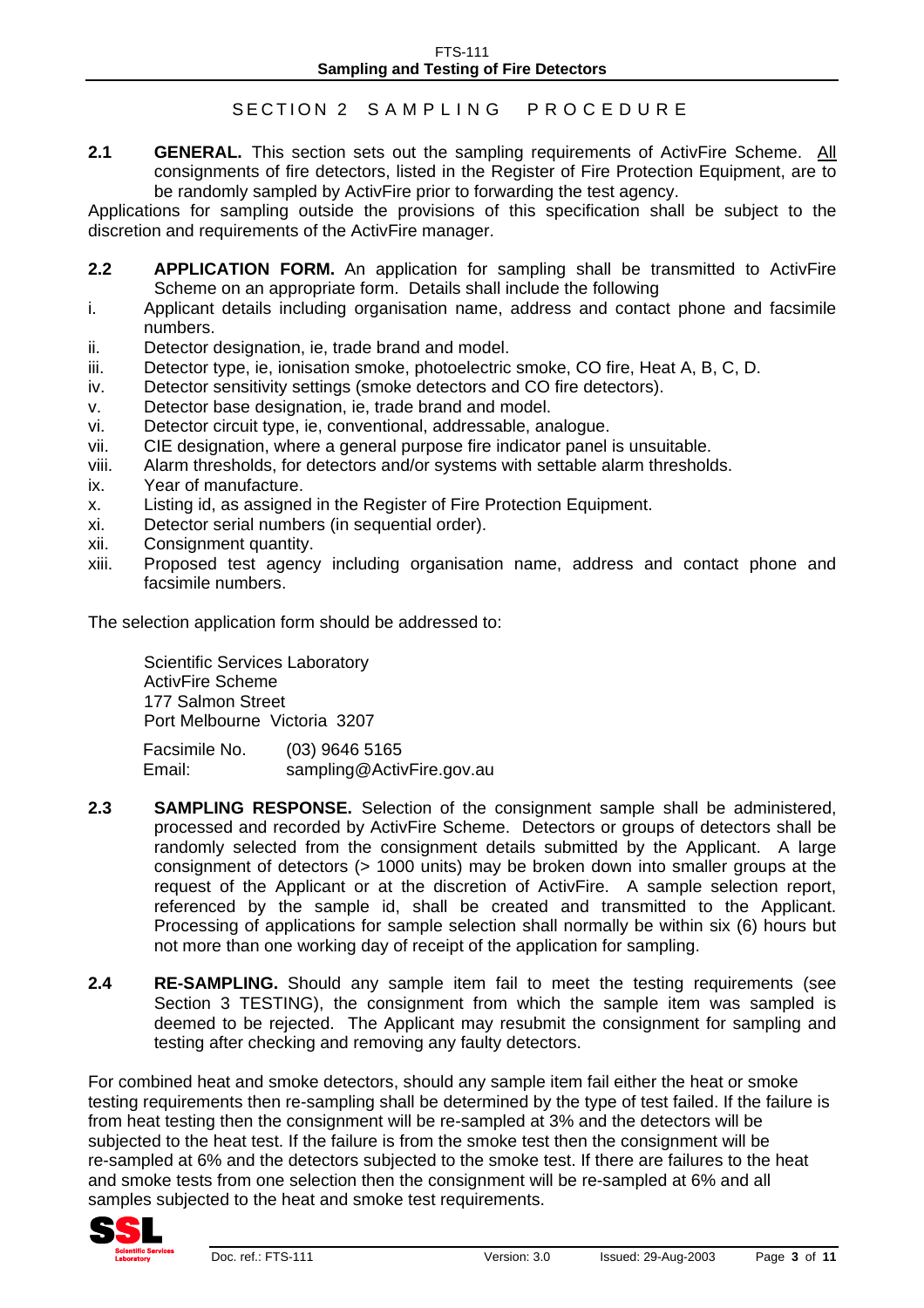## SECTION 2 SAMPLING PROCEDURE

**2.1 GENERAL.** This section sets out the sampling requirements of ActivFire Scheme. All consignments of fire detectors, listed in the Register of Fire Protection Equipment, are to be randomly sampled by ActivFire prior to forwarding the test agency.

Applications for sampling outside the provisions of this specification shall be subject to the discretion and requirements of the ActivFire manager.

**2.2 APPLICATION FORM.** An application for sampling shall be transmitted to ActivFire Scheme on an appropriate form. Details shall include the following

- i. Applicant details including organisation name, address and contact phone and facsimile numbers.
- ii. Detector designation, ie, trade brand and model.
- iii. Detector type, ie, ionisation smoke, photoelectric smoke, CO fire, Heat A, B, C, D.
- iv. Detector sensitivity settings (smoke detectors and CO fire detectors).
- v. Detector base designation, ie, trade brand and model.
- vi. Detector circuit type, ie, conventional, addressable, analogue.
- vii. CIE designation, where a general purpose fire indicator panel is unsuitable.
- viii. Alarm thresholds, for detectors and/or systems with settable alarm thresholds.
- ix. Year of manufacture.
- x. Listing id, as assigned in the Register of Fire Protection Equipment.
- xi. Detector serial numbers (in sequential order).
- xii. Consignment quantity.
- xiii. Proposed test agency including organisation name, address and contact phone and facsimile numbers.

The selection application form should be addressed to:

Scientific Services Laboratory
ActivFire Scheme
177 Salmon Street
Port Melbourne Victoria 3207

Facsimile No. (03) 9646 5165
Email: sampling@ActivFire.gov.au

**2.3 SAMPLING RESPONSE.** Selection of the consignment sample shall be administered, processed and recorded by ActivFire Scheme. Detectors or groups of detectors shall be randomly selected from the consignment details submitted by the Applicant. A large consignment of detectors (> 1000 units) may be broken down into smaller groups at the request of the Applicant or at the discretion of ActivFire. A sample selection report, referenced by the sample id, shall be created and transmitted to the Applicant. Processing of applications for sample selection shall normally be within six (6) hours but not more than one working day of receipt of the application for sampling.

**2.4 RE-SAMPLING.** Should any sample item fail to meet the testing requirements (see Section 3 TESTING), the consignment from which the sample item was sampled is deemed to be rejected. The Applicant may resubmit the consignment for sampling and testing after checking and removing any faulty detectors.

For combined heat and smoke detectors, should any sample item fail either the heat or smoke testing requirements then re-sampling shall be determined by the type of test failed. If the failure is from heat testing then the consignment will be re-sampled at 3% and the detectors will be subjected to the heat test. If the failure is from the smoke test then the consignment will be re-sampled at 6% and the detectors subjected to the smoke test. If there are failures to the heat and smoke tests from one selection then the consignment will be re-sampled at 6% and all samples subjected to the heat and smoke test requirements.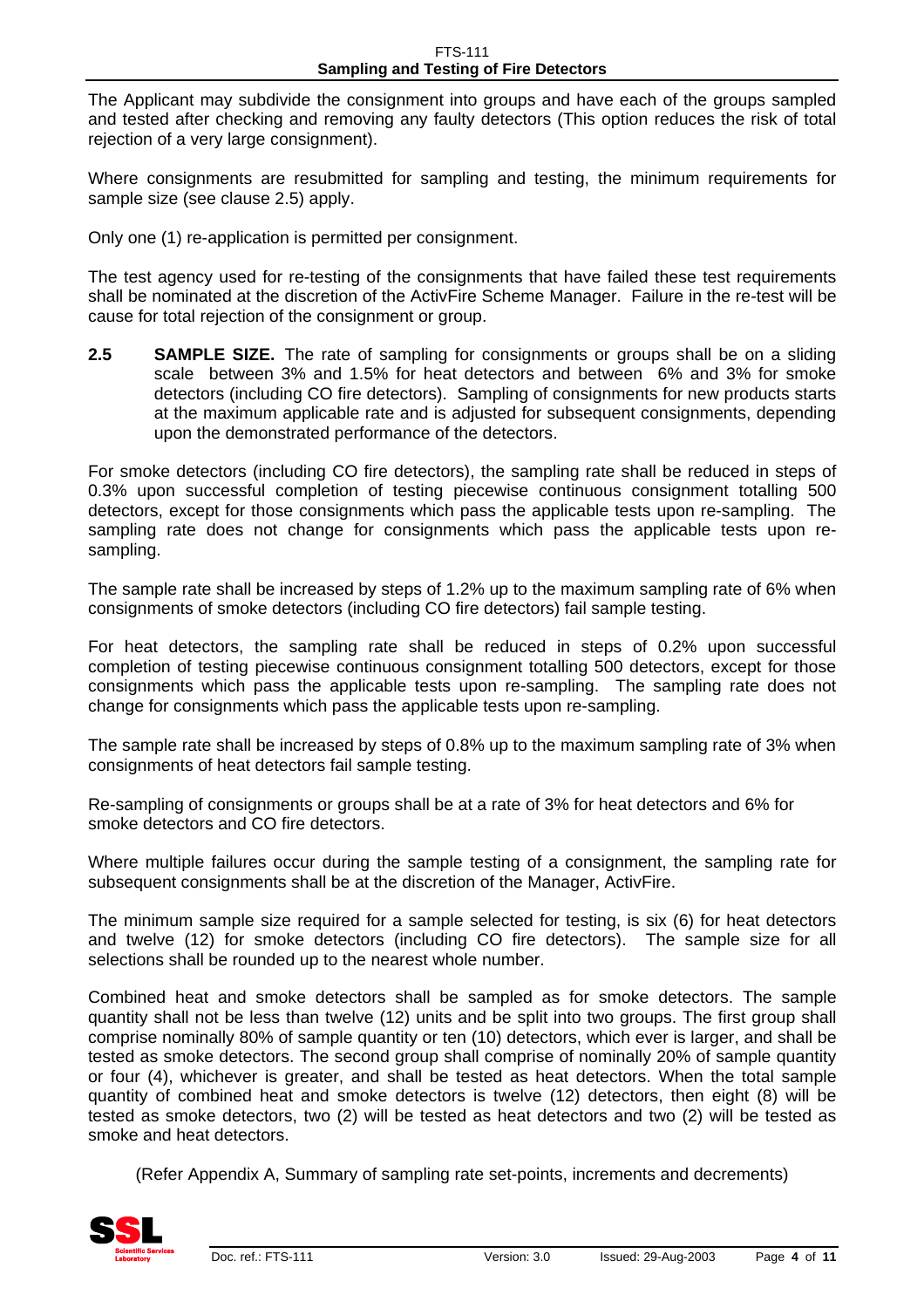The Applicant may subdivide the consignment into groups and have each of the groups sampled and tested after checking and removing any faulty detectors (This option reduces the risk of total rejection of a very large consignment).

Where consignments are resubmitted for sampling and testing, the minimum requirements for sample size (see clause 2.5) apply.

Only one (1) re-application is permitted per consignment.

The test agency used for re-testing of the consignments that have failed these test requirements shall be nominated at the discretion of the ActivFire Scheme Manager. Failure in the re-test will be cause for total rejection of the consignment or group.

**2.5 SAMPLE SIZE.** The rate of sampling for consignments or groups shall be on a sliding scale between 3% and 1.5% for heat detectors and between 6% and 3% for smoke detectors (including CO fire detectors). Sampling of consignments for new products starts at the maximum applicable rate and is adjusted for subsequent consignments, depending upon the demonstrated performance of the detectors.

For smoke detectors (including CO fire detectors), the sampling rate shall be reduced in steps of 0.3% upon successful completion of testing piecewise continuous consignment totalling 500 detectors, except for those consignments which pass the applicable tests upon re-sampling. The sampling rate does not change for consignments which pass the applicable tests upon re-sampling.

The sample rate shall be increased by steps of 1.2% up to the maximum sampling rate of 6% when consignments of smoke detectors (including CO fire detectors) fail sample testing.

For heat detectors, the sampling rate shall be reduced in steps of 0.2% upon successful completion of testing piecewise continuous consignment totalling 500 detectors, except for those consignments which pass the applicable tests upon re-sampling. The sampling rate does not change for consignments which pass the applicable tests upon re-sampling.

The sample rate shall be increased by steps of 0.8% up to the maximum sampling rate of 3% when consignments of heat detectors fail sample testing.

Re-sampling of consignments or groups shall be at a rate of 3% for heat detectors and 6% for smoke detectors and CO fire detectors.

Where multiple failures occur during the sample testing of a consignment, the sampling rate for subsequent consignments shall be at the discretion of the Manager, ActivFire.

The minimum sample size required for a sample selected for testing, is six (6) for heat detectors and twelve (12) for smoke detectors (including CO fire detectors). The sample size for all selections shall be rounded up to the nearest whole number.

Combined heat and smoke detectors shall be sampled as for smoke detectors. The sample quantity shall not be less than twelve (12) units and be split into two groups. The first group shall comprise nominally 80% of sample quantity or ten (10) detectors, which ever is larger, and shall be tested as smoke detectors. The second group shall comprise of nominally 20% of sample quantity or four (4), whichever is greater, and shall be tested as heat detectors. When the total sample quantity of combined heat and smoke detectors is twelve (12) detectors, then eight (8) will be tested as smoke detectors, two (2) will be tested as heat detectors and two (2) will be tested as smoke and heat detectors.

(Refer Appendix A, Summary of sampling rate set-points, increments and decrements)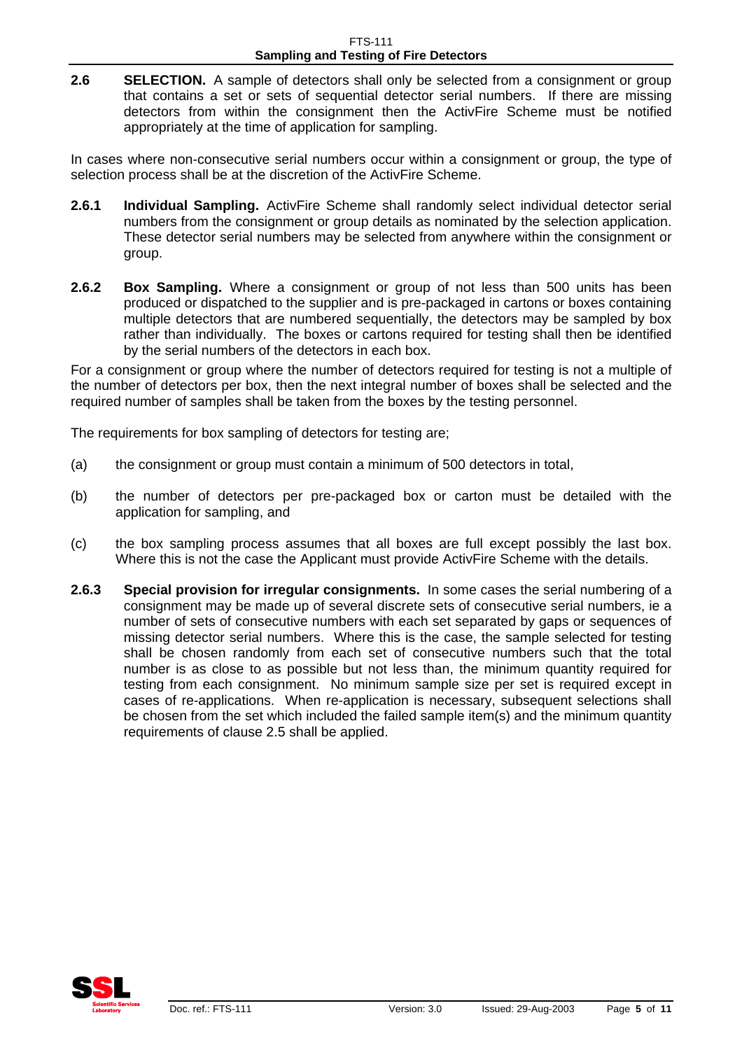**2.6 SELECTION.** A sample of detectors shall only be selected from a consignment or group that contains a set or sets of sequential detector serial numbers. If there are missing detectors from within the consignment then the ActivFire Scheme must be notified appropriately at the time of application for sampling.

In cases where non-consecutive serial numbers occur within a consignment or group, the type of selection process shall be at the discretion of the ActivFire Scheme.

**2.6.1 Individual Sampling.** ActivFire Scheme shall randomly select individual detector serial numbers from the consignment or group details as nominated by the selection application. These detector serial numbers may be selected from anywhere within the consignment or group.

**2.6.2 Box Sampling.** Where a consignment or group of not less than 500 units has been produced or dispatched to the supplier and is pre-packaged in cartons or boxes containing multiple detectors that are numbered sequentially, the detectors may be sampled by box rather than individually. The boxes or cartons required for testing shall then be identified by the serial numbers of the detectors in each box.

For a consignment or group where the number of detectors required for testing is not a multiple of the number of detectors per box, then the next integral number of boxes shall be selected and the required number of samples shall be taken from the boxes by the testing personnel.

The requirements for box sampling of detectors for testing are;

(a) the consignment or group must contain a minimum of 500 detectors in total,

(b) the number of detectors per pre-packaged box or carton must be detailed with the application for sampling, and

(c) the box sampling process assumes that all boxes are full except possibly the last box. Where this is not the case the Applicant must provide ActivFire Scheme with the details.

**2.6.3 Special provision for irregular consignments.** In some cases the serial numbering of a consignment may be made up of several discrete sets of consecutive serial numbers, ie a number of sets of consecutive numbers with each set separated by gaps or sequences of missing detector serial numbers. Where this is the case, the sample selected for testing shall be chosen randomly from each set of consecutive numbers such that the total number is as close to as possible but not less than, the minimum quantity required for testing from each consignment. No minimum sample size per set is required except in cases of re-applications. When re-application is necessary, subsequent selections shall be chosen from the set which included the failed sample item(s) and the minimum quantity requirements of clause 2.5 shall be applied.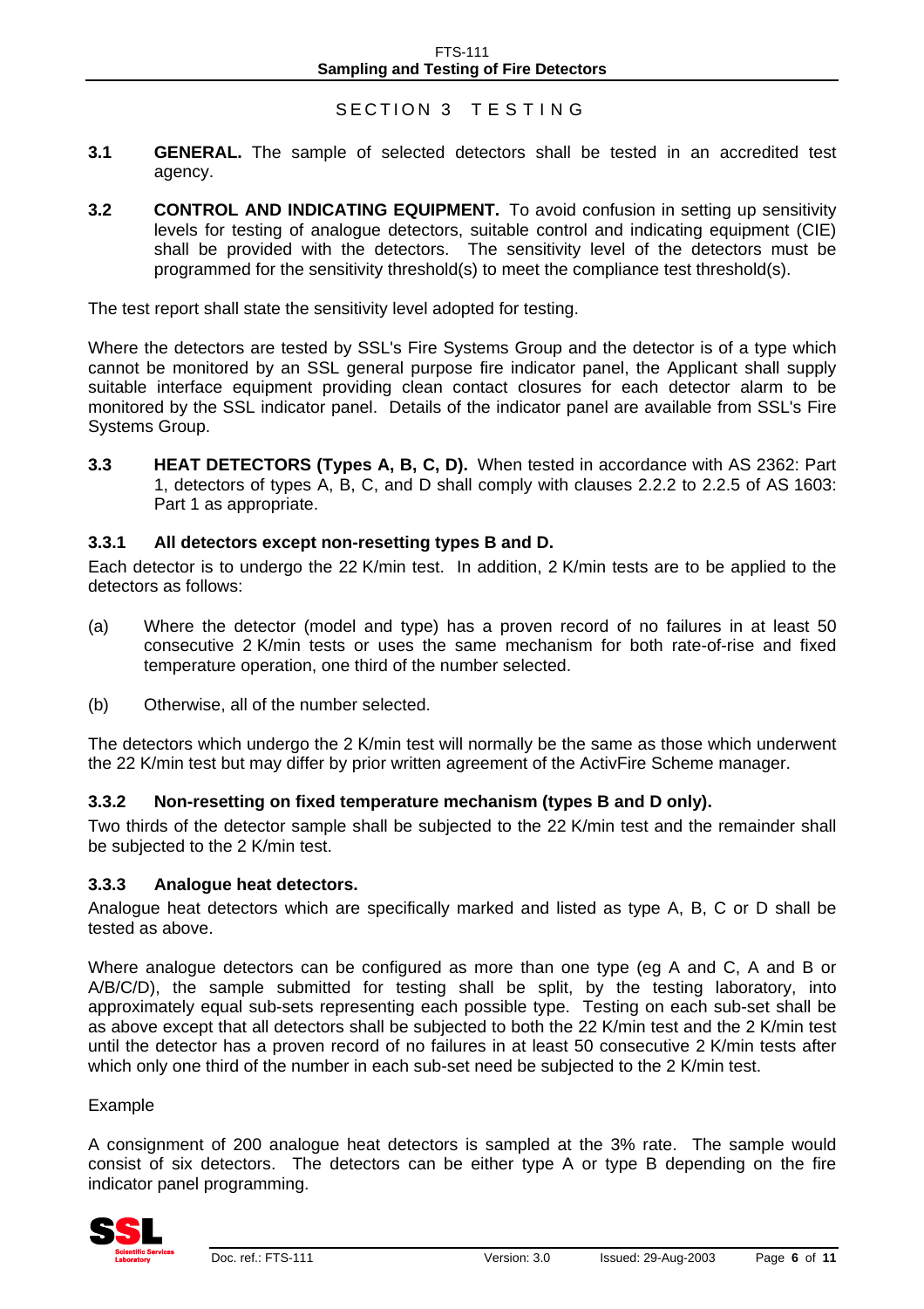# SECTION 3 TESTING

**3.1 GENERAL.** The sample of selected detectors shall be tested in an accredited test agency.

**3.2 CONTROL AND INDICATING EQUIPMENT.** To avoid confusion in setting up sensitivity levels for testing of analogue detectors, suitable control and indicating equipment (CIE) shall be provided with the detectors. The sensitivity level of the detectors must be programmed for the sensitivity threshold(s) to meet the compliance test threshold(s).

The test report shall state the sensitivity level adopted for testing.

Where the detectors are tested by SSL's Fire Systems Group and the detector is of a type which cannot be monitored by an SSL general purpose fire indicator panel, the Applicant shall supply suitable interface equipment providing clean contact closures for each detector alarm to be monitored by the SSL indicator panel. Details of the indicator panel are available from SSL's Fire Systems Group.

**3.3 HEAT DETECTORS (Types A, B, C, D).** When tested in accordance with AS 2362: Part 1, detectors of types A, B, C, and D shall comply with clauses 2.2.2 to 2.2.5 of AS 1603: Part 1 as appropriate.

### 3.3.1 All detectors except non-resetting types B and D.

Each detector is to undergo the 22 K/min test. In addition, 2 K/min tests are to be applied to the detectors as follows:

(a) Where the detector (model and type) has a proven record of no failures in at least 50 consecutive 2 K/min tests or uses the same mechanism for both rate-of-rise and fixed temperature operation, one third of the number selected.

(b) Otherwise, all of the number selected.

The detectors which undergo the 2 K/min test will normally be the same as those which underwent the 22 K/min test but may differ by prior written agreement of the ActivFire Scheme manager.

### 3.3.2 Non-resetting on fixed temperature mechanism (types B and D only).

Two thirds of the detector sample shall be subjected to the 22 K/min test and the remainder shall be subjected to the 2 K/min test.

### 3.3.3 Analogue heat detectors.

Analogue heat detectors which are specifically marked and listed as type A, B, C or D shall be tested as above.

Where analogue detectors can be configured as more than one type (eg A and C, A and B or A/B/C/D), the sample submitted for testing shall be split, by the testing laboratory, into approximately equal sub-sets representing each possible type. Testing on each sub-set shall be as above except that all detectors shall be subjected to both the 22 K/min test and the 2 K/min test until the detector has a proven record of no failures in at least 50 consecutive 2 K/min tests after which only one third of the number in each sub-set need be subjected to the 2 K/min test.

Example

A consignment of 200 analogue heat detectors is sampled at the 3% rate. The sample would consist of six detectors. The detectors can be either type A or type B depending on the fire indicator panel programming.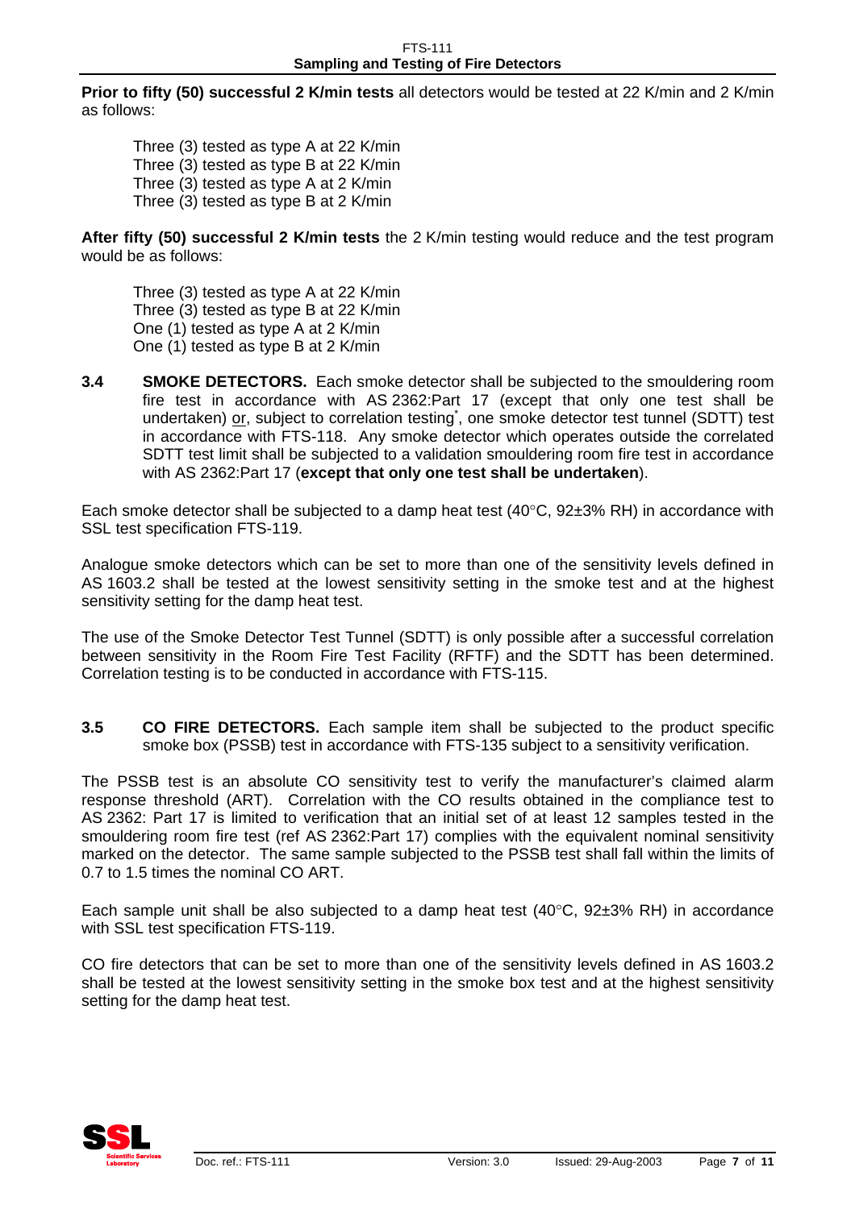**Prior to fifty (50) successful 2 K/min tests** all detectors would be tested at 22 K/min and 2 K/min as follows:

Three (3) tested as type A at 22 K/min
Three (3) tested as type B at 22 K/min
Three (3) tested as type A at 2 K/min
Three (3) tested as type B at 2 K/min

**After fifty (50) successful 2 K/min tests** the 2 K/min testing would reduce and the test program would be as follows:

Three (3) tested as type A at 22 K/min
Three (3) tested as type B at 22 K/min
One (1) tested as type A at 2 K/min
One (1) tested as type B at 2 K/min

**3.4 SMOKE DETECTORS.** Each smoke detector shall be subjected to the smouldering room fire test in accordance with AS 2362:Part 17 (except that only one test shall be undertaken) or, subject to correlation testing*, one smoke detector test tunnel (SDTT) test in accordance with FTS-118. Any smoke detector which operates outside the correlated SDTT test limit shall be subjected to a validation smouldering room fire test in accordance with AS 2362:Part 17 (**except that only one test shall be undertaken**).

Each smoke detector shall be subjected to a damp heat test (40°C, 92±3% RH) in accordance with SSL test specification FTS-119.

Analogue smoke detectors which can be set to more than one of the sensitivity levels defined in AS 1603.2 shall be tested at the lowest sensitivity setting in the smoke test and at the highest sensitivity setting for the damp heat test.

The use of the Smoke Detector Test Tunnel (SDTT) is only possible after a successful correlation between sensitivity in the Room Fire Test Facility (RFTF) and the SDTT has been determined. Correlation testing is to be conducted in accordance with FTS-115.

**3.5 CO FIRE DETECTORS.** Each sample item shall be subjected to the product specific smoke box (PSSB) test in accordance with FTS-135 subject to a sensitivity verification.

The PSSB test is an absolute CO sensitivity test to verify the manufacturer's claimed alarm response threshold (ART). Correlation with the CO results obtained in the compliance test to AS 2362: Part 17 is limited to verification that an initial set of at least 12 samples tested in the smouldering room fire test (ref AS 2362:Part 17) complies with the equivalent nominal sensitivity marked on the detector. The same sample subjected to the PSSB test shall fall within the limits of 0.7 to 1.5 times the nominal CO ART.

Each sample unit shall be also subjected to a damp heat test (40°C, 92±3% RH) in accordance with SSL test specification FTS-119.

CO fire detectors that can be set to more than one of the sensitivity levels defined in AS 1603.2 shall be tested at the lowest sensitivity setting in the smoke box test and at the highest sensitivity setting for the damp heat test.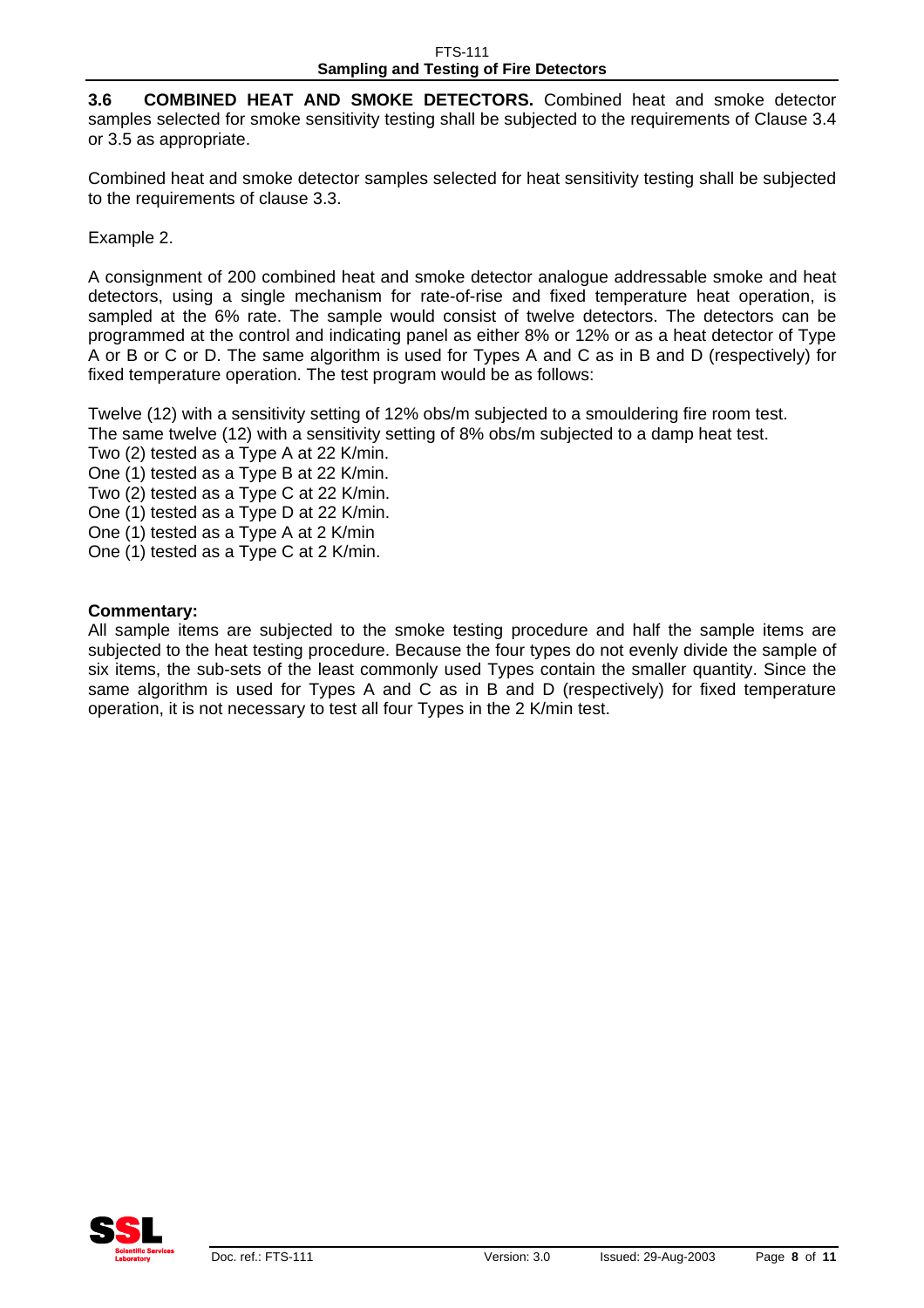**3.6 COMBINED HEAT AND SMOKE DETECTORS.** Combined heat and smoke detector samples selected for smoke sensitivity testing shall be subjected to the requirements of Clause 3.4 or 3.5 as appropriate.

Combined heat and smoke detector samples selected for heat sensitivity testing shall be subjected to the requirements of clause 3.3.

Example 2.

A consignment of 200 combined heat and smoke detector analogue addressable smoke and heat detectors, using a single mechanism for rate-of-rise and fixed temperature heat operation, is sampled at the 6% rate. The sample would consist of twelve detectors. The detectors can be programmed at the control and indicating panel as either 8% or 12% or as a heat detector of Type A or B or C or D. The same algorithm is used for Types A and C as in B and D (respectively) for fixed temperature operation. The test program would be as follows:

Twelve (12) with a sensitivity setting of 12% obs/m subjected to a smouldering fire room test.
The same twelve (12) with a sensitivity setting of 8% obs/m subjected to a damp heat test.
Two (2) tested as a Type A at 22 K/min.
One (1) tested as a Type B at 22 K/min.
Two (2) tested as a Type C at 22 K/min.
One (1) tested as a Type D at 22 K/min.
One (1) tested as a Type A at 2 K/min
One (1) tested as a Type C at 2 K/min.

**Commentary:**
All sample items are subjected to the smoke testing procedure and half the sample items are subjected to the heat testing procedure. Because the four types do not evenly divide the sample of six items, the sub-sets of the least commonly used Types contain the smaller quantity. Since the same algorithm is used for Types A and C as in B and D (respectively) for fixed temperature operation, it is not necessary to test all four Types in the 2 K/min test.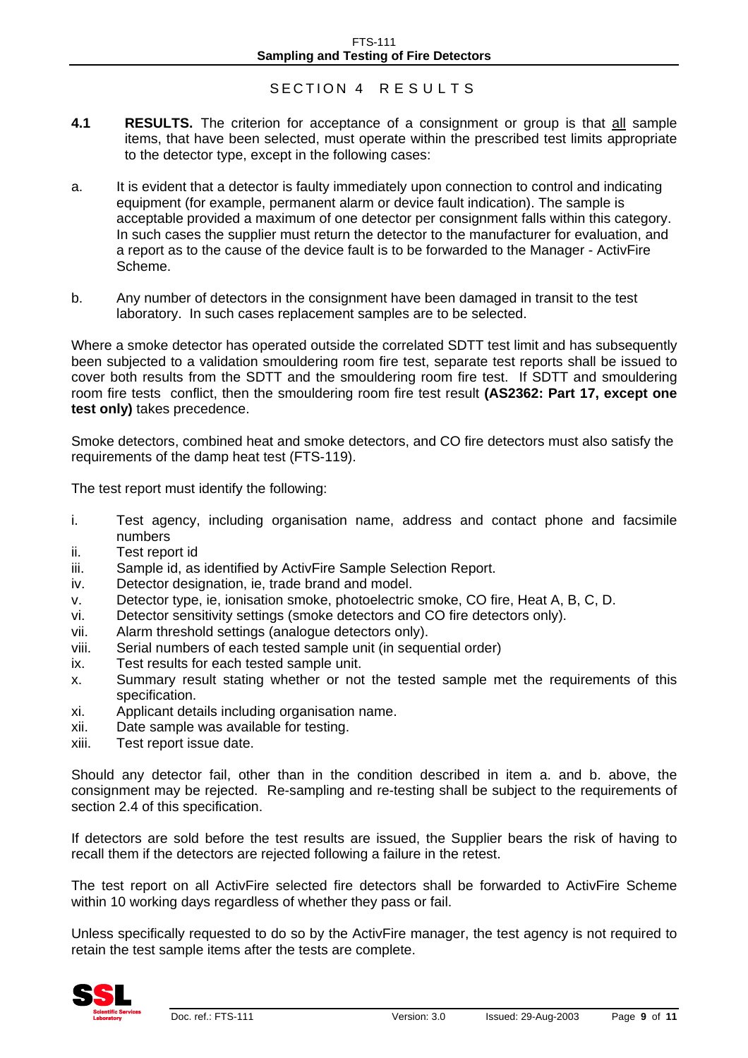# SECTION 4 RESULTS

**4.1 RESULTS.** The criterion for acceptance of a consignment or group is that all sample items, that have been selected, must operate within the prescribed test limits appropriate to the detector type, except in the following cases:

a. It is evident that a detector is faulty immediately upon connection to control and indicating equipment (for example, permanent alarm or device fault indication). The sample is acceptable provided a maximum of one detector per consignment falls within this category. In such cases the supplier must return the detector to the manufacturer for evaluation, and a report as to the cause of the device fault is to be forwarded to the Manager - ActivFire Scheme.

b. Any number of detectors in the consignment have been damaged in transit to the test laboratory. In such cases replacement samples are to be selected.

Where a smoke detector has operated outside the correlated SDTT test limit and has subsequently been subjected to a validation smouldering room fire test, separate test reports shall be issued to cover both results from the SDTT and the smouldering room fire test. If SDTT and smouldering room fire tests conflict, then the smouldering room fire test result **(AS2362: Part 17, except one test only)** takes precedence.

Smoke detectors, combined heat and smoke detectors, and CO fire detectors must also satisfy the requirements of the damp heat test (FTS-119).

The test report must identify the following:

i. Test agency, including organisation name, address and contact phone and facsimile numbers
ii. Test report id
iii. Sample id, as identified by ActivFire Sample Selection Report.
iv. Detector designation, ie, trade brand and model.
v. Detector type, ie, ionisation smoke, photoelectric smoke, CO fire, Heat A, B, C, D.
vi. Detector sensitivity settings (smoke detectors and CO fire detectors only).
vii. Alarm threshold settings (analogue detectors only).
viii. Serial numbers of each tested sample unit (in sequential order)
ix. Test results for each tested sample unit.
x. Summary result stating whether or not the tested sample met the requirements of this specification.
xi. Applicant details including organisation name.
xii. Date sample was available for testing.
xiii. Test report issue date.

Should any detector fail, other than in the condition described in item a. and b. above, the consignment may be rejected. Re-sampling and re-testing shall be subject to the requirements of section 2.4 of this specification.

If detectors are sold before the test results are issued, the Supplier bears the risk of having to recall them if the detectors are rejected following a failure in the retest.

The test report on all ActivFire selected fire detectors shall be forwarded to ActivFire Scheme within 10 working days regardless of whether they pass or fail.

Unless specifically requested to do so by the ActivFire manager, the test agency is not required to retain the test sample items after the tests are complete.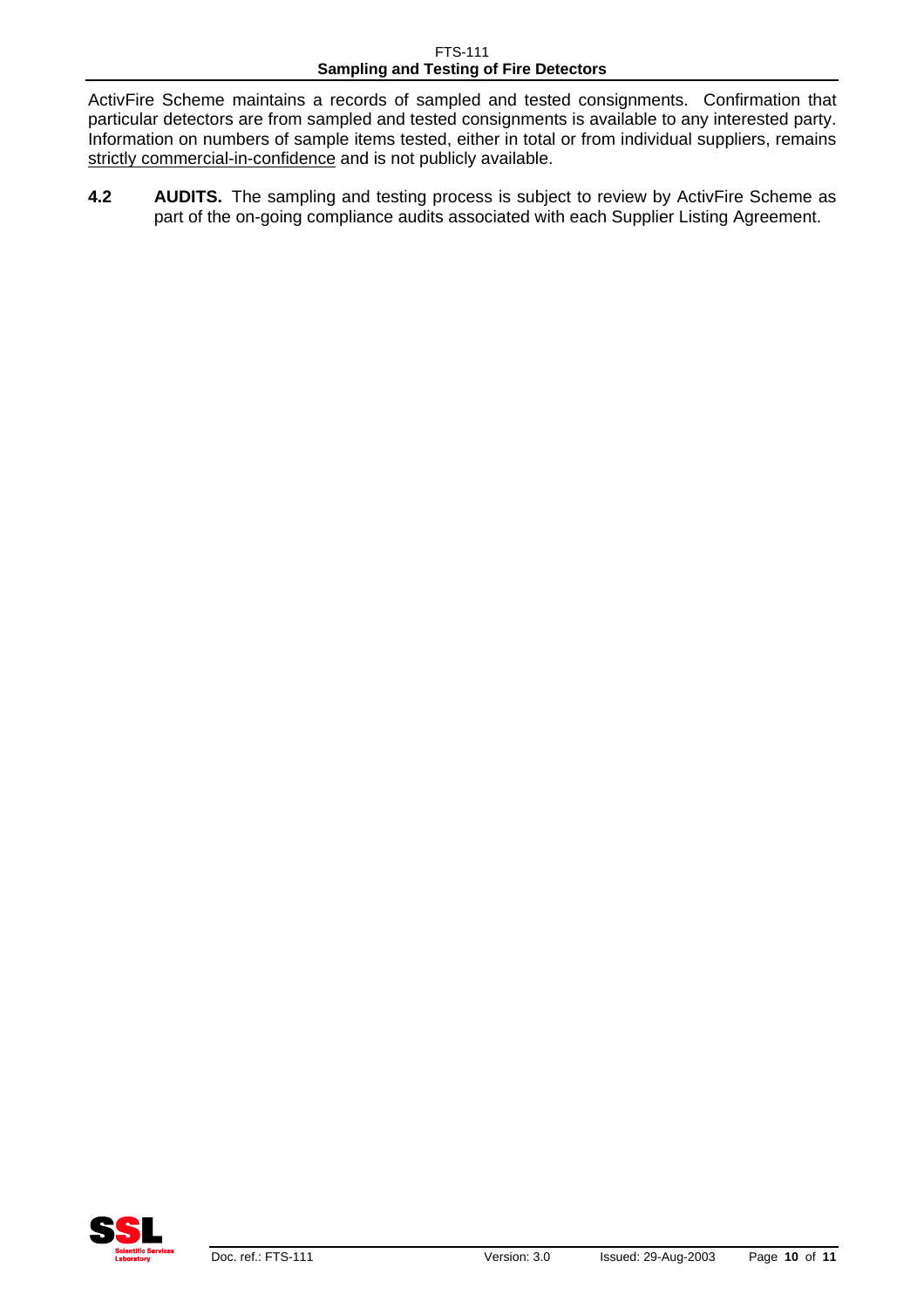ActivFire Scheme maintains a records of sampled and tested consignments. Confirmation that particular detectors are from sampled and tested consignments is available to any interested party. Information on numbers of sample items tested, either in total or from individual suppliers, remains strictly commercial-in-confidence and is not publicly available.

**4.2 AUDITS.** The sampling and testing process is subject to review by ActivFire Scheme as part of the on-going compliance audits associated with each Supplier Listing Agreement.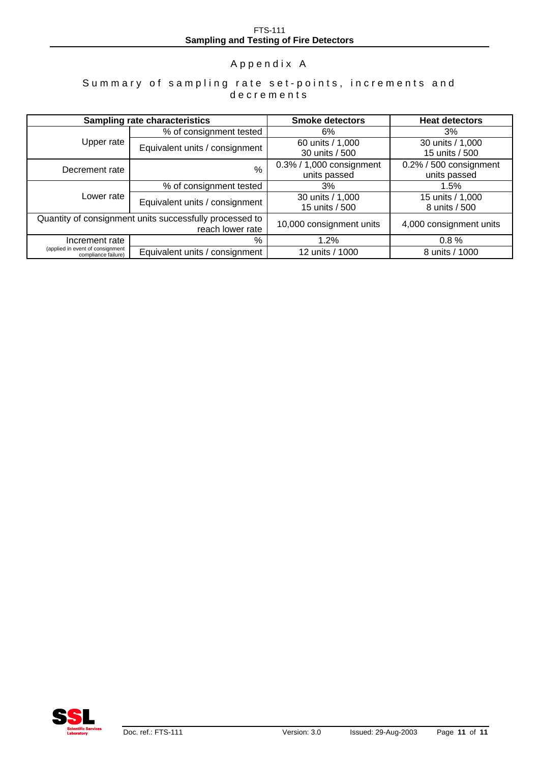# Appendix A

## Summary of sampling rate set-points, increments and decrements

| Sampling rate characteristics | | Smoke detectors | Heat detectors |
|---|---|---|---|
| Upper rate | % of consignment tested | 6% | 3% |
| | Equivalent units / consignment | 60 units / 1,000<br>30 units / 500 | 30 units / 1,000<br>15 units / 500 |
| Decrement rate | % | 0.3% / 1,000 consignment units passed | 0.2% / 500 consignment units passed |
| Lower rate | % of consignment tested | 3% | 1.5% |
| | Equivalent units / consignment | 30 units / 1,000<br>15 units / 500 | 15 units / 1,000<br>8 units / 500 |
| Quantity of consignment units successfully processed to reach lower rate | | 10,000 consignment units | 4,000 consignment units |
| Increment rate<br>(applied in event of consignment compliance failure) | % | 1.2% | 0.8 % |
| | Equivalent units / consignment | 12 units / 1000 | 8 units / 1000 |